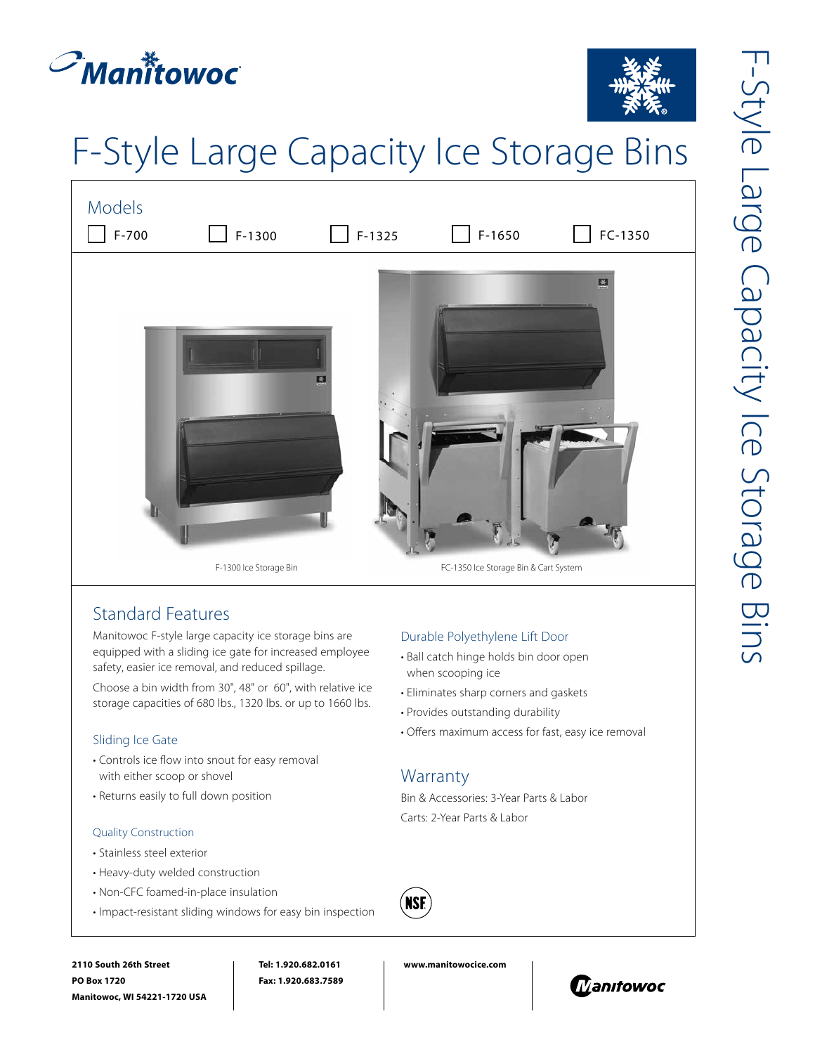# F-Style Large Capacity Ice Storage Bins

## Models

- [ ] F-700
- [ ] F-1300
- [ ] F-1325
- [ ] F-1650
- [ ] FC-1350

F-1300 Ice Storage Bin

FC-1350 Ice Storage Bin & Cart System

## Standard Features

Manitowoc F-style large capacity ice storage bins are equipped with a sliding ice gate for increased employee safety, easier ice removal, and reduced spillage.

Choose a bin width from 30", 48" or 60", with relative ice storage capacities of 680 lbs., 1320 lbs. or up to 1660 lbs.

### Sliding Ice Gate

- Controls ice flow into snout for easy removal with either scoop or shovel
- Returns easily to full down position

### Quality Construction

- Stainless steel exterior
- Heavy-duty welded construction
- Non-CFC foamed-in-place insulation
- Impact-resistant sliding windows for easy bin inspection

### Durable Polyethylene Lift Door

- Ball catch hinge holds bin door open when scooping ice
- Eliminates sharp corners and gaskets
- Provides outstanding durability
- Offers maximum access for fast, easy ice removal

## Warranty

Bin & Accessories: 3-Year Parts & Labor

Carts: 2-Year Parts & Labor

NSF

**2110 South 26th Street**
**PO Box 1720**
**Manitowoc, WI 54221-1720 USA**

**Tel: 1.920.682.0161**
**Fax: 1.920.683.7589**

**www.manitowocice.com**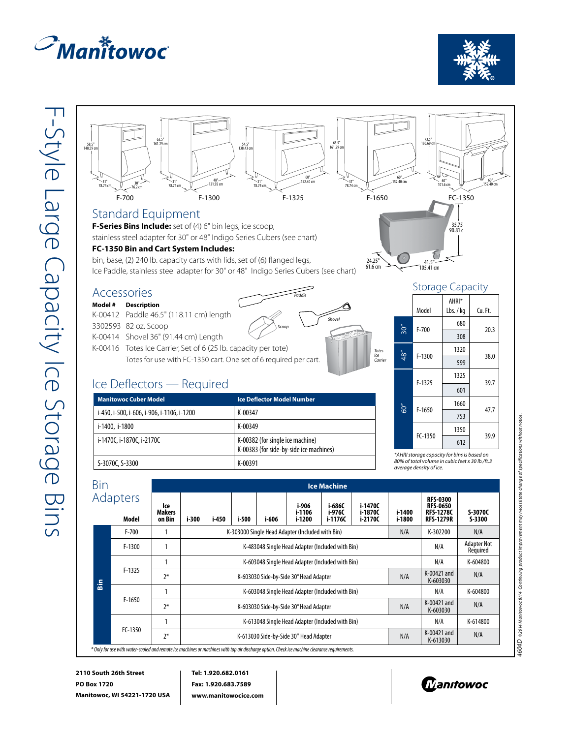# F-Style Large Capacity Ice Storage Bins

58.5" 148.59 cm
31" 78.74 cm
30" 76.2 cm
F-700

63.5" 161.29 cm
31" 78.74 cm
48" 121.92 cm
F-1300

54.5" 138.43 cm
31" 78.74 cm
60" 152.40 cm
F-1325

63.5" 161.29 cm
31" 78.74 cm
60" 152.40 cm
F-1650

73.5" 186.69 cm
40" 101.6 cm
60" 152.40 cm
FC-1350

35.75" 90.81 c
24.25" 61.6 cm
41.5" 105.41 cm

## Standard Equipment

**F-Series Bins Include:** set of (4) 6" bin legs, ice scoop, stainless steel adapter for 30" or 48" Indigo Series Cubers (see chart)

**FC-1350 Bin and Cart System Includes:**
bin, base, (2) 240 lb. capacity carts with lids, set of (6) flanged legs, Ice Paddle, stainless steel adapter for 30" or 48" Indigo Series Cubers (see chart)

## Accessories

| Model # | Description |
|---|---|
| K-00412 | Paddle 46.5" (118.11 cm) length |
| 3302593 | 82 oz. Scoop |
| K-00414 | Shovel 36" (91.44 cm) Length |
| K-00416 | Totes Ice Carrier, Set of 6 (25 lb. capacity per tote) Totes for use with FC-1350 cart. One set of 6 required per cart. |

Paddle
Scoop
Shovel
Totes Ice Carrier

## Storage Capacity

| | Model | AHRI* Lbs. / kg | Cu. Ft. |
|---|---|---|---|
| 30" | F-700 | 680 / 308 | 20.3 |
| 48" | F-1300 | 1320 / 599 | 38.0 |
| 60" | F-1325 | 1325 / 601 | 39.7 |
| 60" | F-1650 | 1660 / 753 | 47.7 |
| 60" | FC-1350 | 1350 / 612 | 39.9 |

*AHRI storage capacity for bins is based on 80% of total volume in cubic feet x 30 lb./ft.3 average density of ice.*

## Ice Deflectors — Required

| Manitowoc Cuber Model | Ice Deflector Model Number |
|---|---|
| i-450, i-500, i-606, i-906, i-1106, i-1200 | K-00347 |
| i-1400, i-1800 | K-00349 |
| i-1470C, i-1870C, i-2170C | K-00382 (for single ice machine) K-00383 (for side-by-side ice machines) |
| S-3070C, S-3300 | K-00391 |

## Bin Adapters

| Bin Model | Ice Makers on Bin | i-300 | i-450 | i-500 | i-606 | i-906 i-1106 i-1200 | i-686C i-976C i-1176C | i-1470C i-1870C i-2170C | i-1400 i-1800 | RFS-0300 RFS-0650 RFS-1278C RFS-1279R | S-3070C S-3300 |
|---|---|---|---|---|---|---|---|---|---|---|---|
| F-700 | 1 | K-303000 Single Head Adapter (Included with Bin) | | | | | | | N/A | K-302200 | N/A |
| F-1300 | 1 | K-483048 Single Head Adapter (Included with Bin) | | | | | | | | N/A | Adapter Not Required |
| F-1325 | 1 | K-603048 Single Head Adapter (Included with Bin) | | | | | | | | N/A | K-604800 |
| F-1325 | 2* | K-603030 Side-by-Side 30" Head Adapter | | | | | | | N/A | K-00421 and K-603030 | N/A |
| F-1650 | 1 | K-603048 Single Head Adapter (Included with Bin) | | | | | | | | N/A | K-604800 |
| F-1650 | 2* | K-603030 Side-by-Side 30" Head Adapter | | | | | | | N/A | K-00421 and K-603030 | N/A |
| FC-1350 | 1 | K-613048 Single Head Adapter (Included with Bin) | | | | | | | | N/A | K-614800 |
| FC-1350 | 2* | K-613030 Side-by-Side 30" Head Adapter | | | | | | | N/A | K-00421 and K-613030 | N/A |

*\* Only for use with water-cooled and remote ice machines or machines with top air discharge option. Check ice machine clearance requirements.*

4604D ©2014 Manitowoc 8/14 Continuing product improvement may necessitate change of specifications without notice.

2110 South 26th Street
PO Box 1720
Manitowoc, WI 54221-1720 USA

Tel: 1.920.682.0161
Fax: 1.920.683.7589
www.manitowocice.com